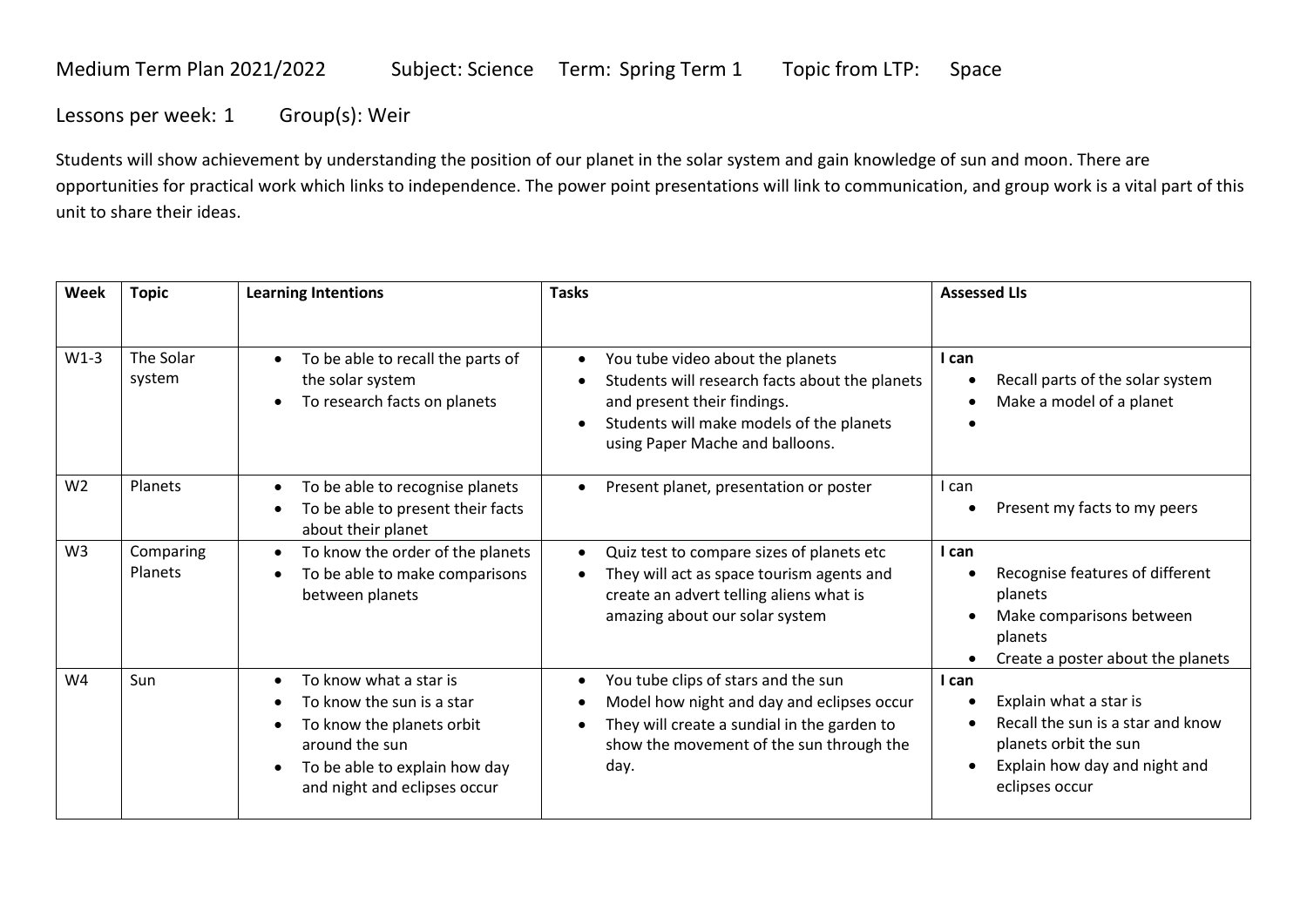Medium Term Plan 2021/2022 Subject: Science Term: Spring Term 1 Topic from LTP: Space

Lessons per week: 1 Group(s): Weir

Students will show achievement by understanding the position of our planet in the solar system and gain knowledge of sun and moon. There are opportunities for practical work which links to independence. The power point presentations will link to communication, and group work is a vital part of this unit to share their ideas.

| Week | Topic | Learning Intentions | Tasks | Assessed LIs |
|---|---|---|---|---|
| W1-3 | The Solar system | • To be able to recall the parts of the solar system<br>• To research facts on planets | • You tube video about the planets<br>• Students will research facts about the planets and present their findings.<br>• Students will make models of the planets using Paper Mache and balloons. | **I can**<br>• Recall parts of the solar system<br>• Make a model of a planet<br>• |
| W2 | Planets | • To be able to recognise planets<br>• To be able to present their facts about their planet | • Present planet, presentation or poster | I can<br>• Present my facts to my peers |
| W3 | Comparing Planets | • To know the order of the planets<br>• To be able to make comparisons between planets | • Quiz test to compare sizes of planets etc<br>• They will act as space tourism agents and create an advert telling aliens what is amazing about our solar system | **I can**<br>• Recognise features of different planets<br>• Make comparisons between planets<br>• Create a poster about the planets |
| W4 | Sun | • To know what a star is<br>• To know the sun is a star<br>• To know the planets orbit around the sun<br>• To be able to explain how day and night and eclipses occur | • You tube clips of stars and the sun<br>• Model how night and day and eclipses occur<br>• They will create a sundial in the garden to show the movement of the sun through the day. | **I can**<br>• Explain what a star is<br>• Recall the sun is a star and know planets orbit the sun<br>• Explain how day and night and eclipses occur |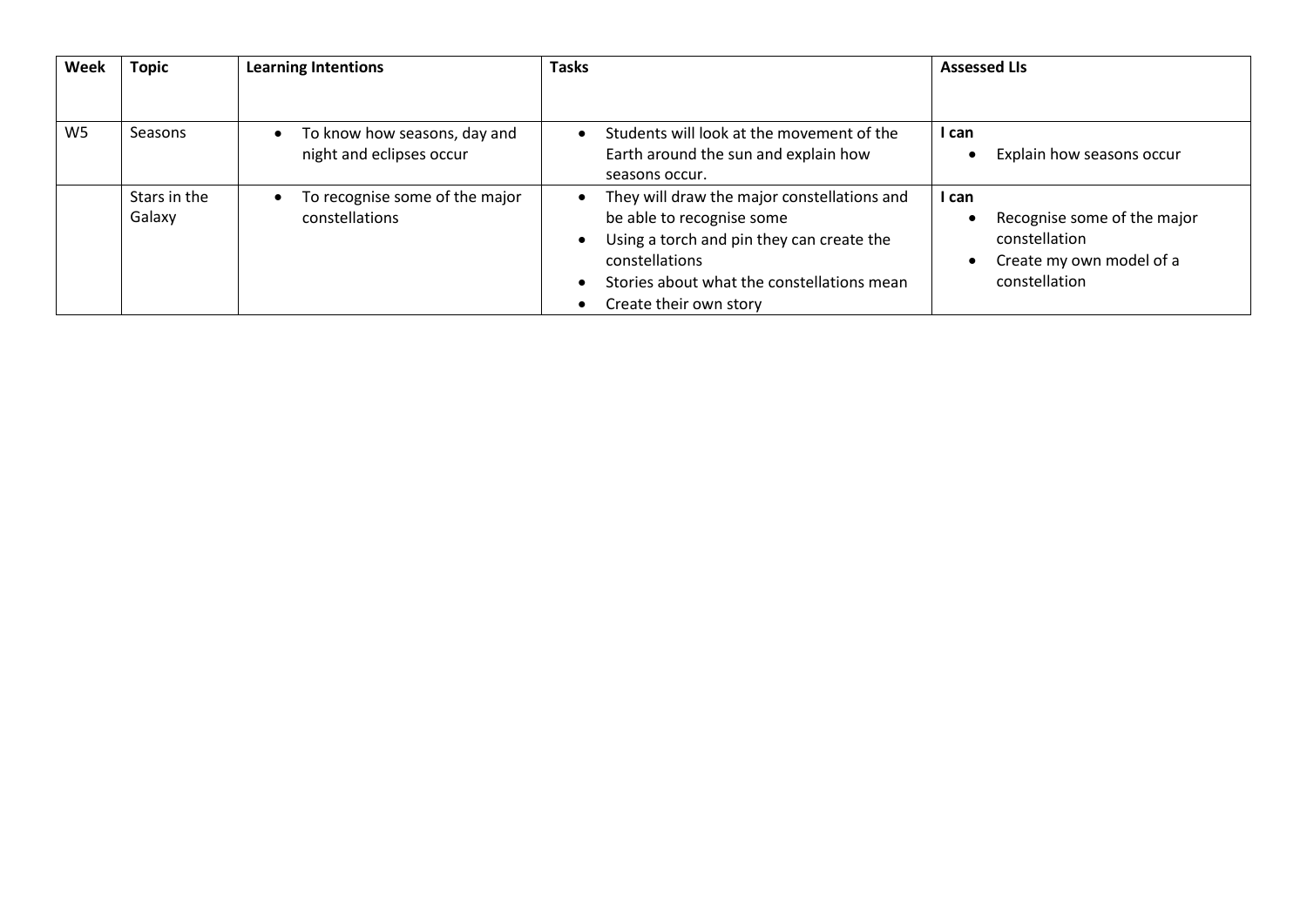| Week | Topic | Learning Intentions | Tasks | Assessed LIs |
|---|---|---|---|---|
| W5 | Seasons | • To know how seasons, day and night and eclipses occur | • Students will look at the movement of the Earth around the sun and explain how seasons occur. | **I can**<br>• Explain how seasons occur |
| | Stars in the Galaxy | • To recognise some of the major constellations | • They will draw the major constellations and be able to recognise some<br>• Using a torch and pin they can create the constellations<br>• Stories about what the constellations mean<br>• Create their own story | **I can**<br>• Recognise some of the major constellation<br>• Create my own model of a constellation |